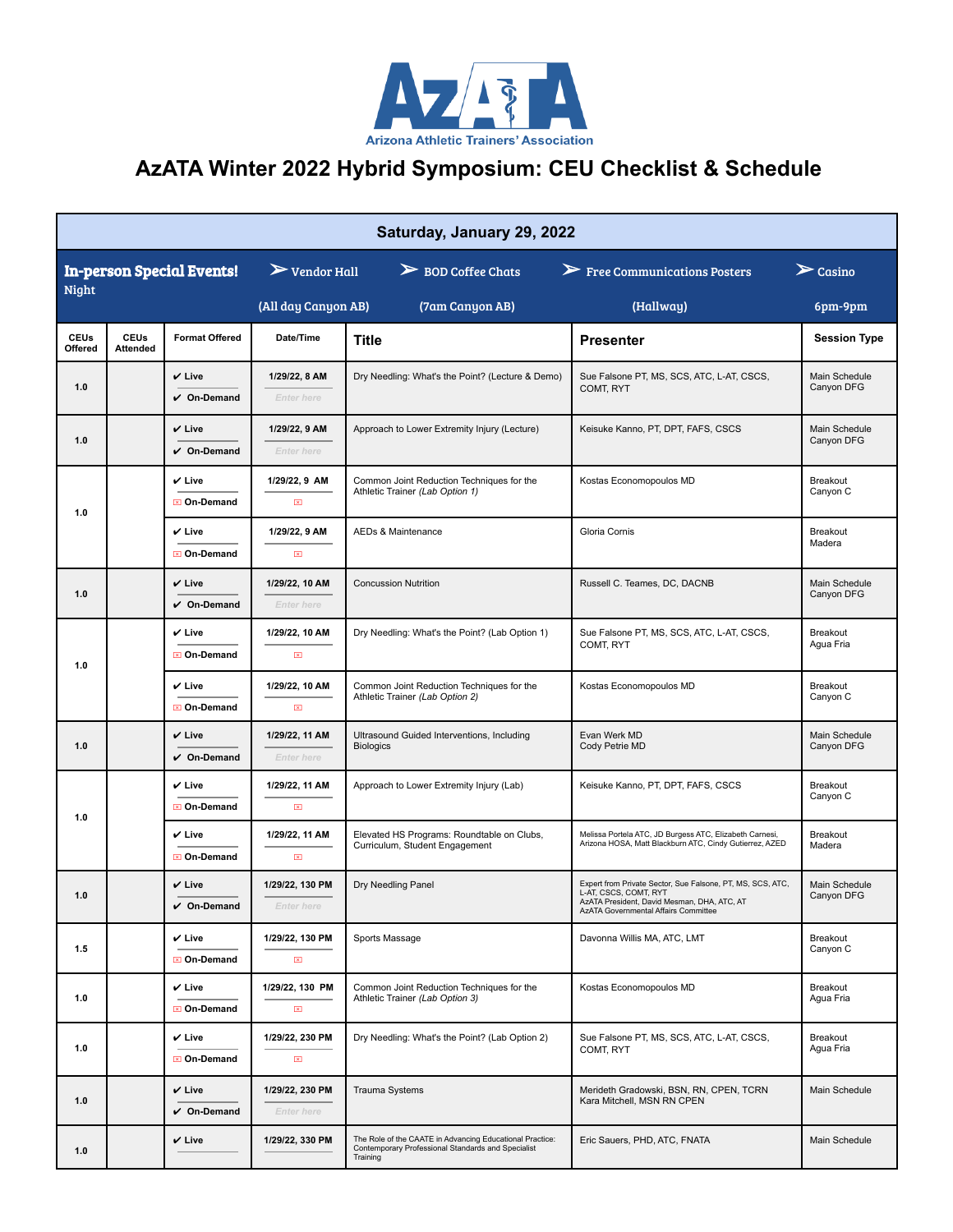AzATA

Arizona Athletic Trainers' Association

# AzATA Winter 2022 Hybrid Symposium: CEU Checklist & Schedule

**Saturday, January 29, 2022**

**In-person Special Events!**

- Vendor Hall (All day Canyon AB)
- BOD Coffee Chats (7am Canyon AB)
- Free Communications Posters (Hallway)
- Casino Night 6pm-9pm

| CEUs Offered | CEUs Attended | Format Offered | Date/Time | Title | Presenter | Session Type |
|---|---|---|---|---|---|---|
| 1.0 | | ✔ Live<br>✔ On-Demand | 1/29/22, 8 AM<br>Enter here | Dry Needling: What's the Point? (Lecture & Demo) | Sue Falsone PT, MS, SCS, ATC, L-AT, CSCS, COMT, RYT | Main Schedule Canyon DFG |
| 1.0 | | ✔ Live<br>✔ On-Demand | 1/29/22, 9 AM<br>Enter here | Approach to Lower Extremity Injury (Lecture) | Keisuke Kanno, PT, DPT, FAFS, CSCS | Main Schedule Canyon DFG |
| 1.0 | | ✔ Live<br>☒ On-Demand | 1/29/22, 9 AM<br>☒ | Common Joint Reduction Techniques for the Athletic Trainer *(Lab Option 1)* | Kostas Economopoulos MD | Breakout Canyon C |
| | | ✔ Live<br>☒ On-Demand | 1/29/22, 9 AM<br>☒ | AEDs & Maintenance | Gloria Cornis | Breakout Madera |
| 1.0 | | ✔ Live<br>✔ On-Demand | 1/29/22, 10 AM<br>Enter here | Concussion Nutrition | Russell C. Teames, DC, DACNB | Main Schedule Canyon DFG |
| 1.0 | | ✔ Live<br>☒ On-Demand | 1/29/22, 10 AM<br>☒ | Dry Needling: What's the Point? (Lab Option 1) | Sue Falsone PT, MS, SCS, ATC, L-AT, CSCS, COMT, RYT | Breakout Agua Fria |
| | | ✔ Live<br>☒ On-Demand | 1/29/22, 10 AM<br>☒ | Common Joint Reduction Techniques for the Athletic Trainer *(Lab Option 2)* | Kostas Economopoulos MD | Breakout Canyon C |
| 1.0 | | ✔ Live<br>✔ On-Demand | 1/29/22, 11 AM<br>Enter here | Ultrasound Guided Interventions, Including Biologics | Evan Werk MD<br>Cody Petrie MD | Main Schedule Canyon DFG |
| 1.0 | | ✔ Live<br>☒ On-Demand | 1/29/22, 11 AM<br>☒ | Approach to Lower Extremity Injury (Lab) | Keisuke Kanno, PT, DPT, FAFS, CSCS | Breakout Canyon C |
| | | ✔ Live<br>☒ On-Demand | 1/29/22, 11 AM<br>☒ | Elevated HS Programs: Roundtable on Clubs, Curriculum, Student Engagement | Melissa Portela ATC, JD Burgess ATC, Elizabeth Carnesi, Arizona HOSA, Matt Blackburn ATC, Cindy Gutierrez, AZED | Breakout Madera |
| 1.0 | | ✔ Live<br>✔ On-Demand | 1/29/22, 130 PM<br>Enter here | Dry Needling Panel | Expert from Private Sector, Sue Falsone, PT, MS, SCS, ATC, L-AT, CSCS, COMT, RYT<br>AzATA President, David Mesman, DHA, ATC, AT<br>AzATA Governmental Affairs Committee | Main Schedule Canyon DFG |
| 1.5 | | ✔ Live<br>☒ On-Demand | 1/29/22, 130 PM<br>☒ | Sports Massage | Davonna Willis MA, ATC, LMT | Breakout Canyon C |
| 1.0 | | ✔ Live<br>☒ On-Demand | 1/29/22, 130 PM<br>☒ | Common Joint Reduction Techniques for the Athletic Trainer *(Lab Option 3)* | Kostas Economopoulos MD | Breakout Agua Fria |
| 1.0 | | ✔ Live<br>☒ On-Demand | 1/29/22, 230 PM<br>☒ | Dry Needling: What's the Point? (Lab Option 2) | Sue Falsone PT, MS, SCS, ATC, L-AT, CSCS, COMT, RYT | Breakout Agua Fria |
| 1.0 | | ✔ Live<br>✔ On-Demand | 1/29/22, 230 PM<br>Enter here | Trauma Systems | Merideth Gradowski, BSN, RN, CPEN, TCRN<br>Kara Mitchell, MSN RN CPEN | Main Schedule |
| 1.0 | | ✔ Live | 1/29/22, 330 PM | The Role of the CAATE in Advancing Educational Practice: Contemporary Professional Standards and Specialist Training | Eric Sauers, PHD, ATC, FNATA | Main Schedule |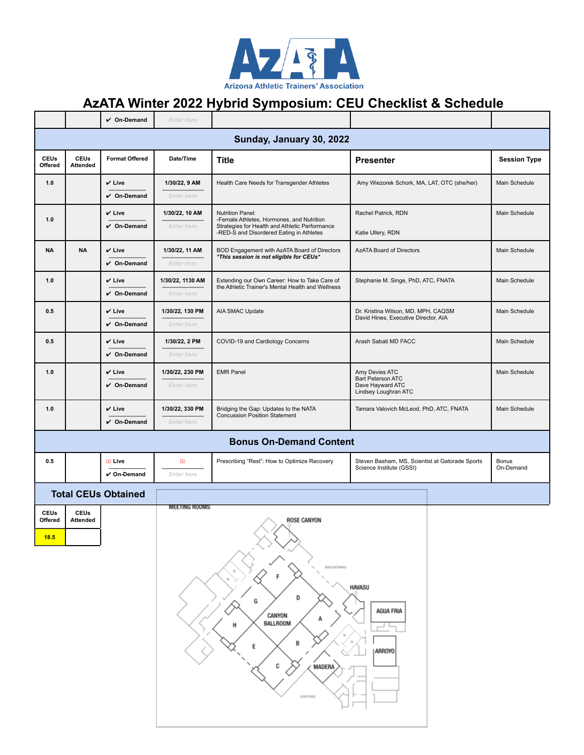# AzATA

Arizona Athletic Trainers' Association

## AzATA Winter 2022 Hybrid Symposium: CEU Checklist & Schedule

| | | | | | | |
|---|---|---|---|---|---|---|
| | | ✔ On-Demand | Enter here | | | |
| **Sunday, January 30, 2022** | | | | | | |
| **CEUs Offered** | **CEUs Attended** | **Format Offered** | **Date/Time** | **Title** | **Presenter** | **Session Type** |
| 1.0 | | ✔ Live<br>✔ On-Demand | 1/30/22, 9 AM<br>Enter here | Health Care Needs for Transgender Athletes | Amy Wiezorek Schork, MA, LAT, OTC (she/her) | Main Schedule |
| 1.0 | | ✔ Live<br>✔ On-Demand | 1/30/22, 10 AM<br>Enter here | Nutrition Panel:<br>-Female Athletes, Hormones, and Nutrition Strategies for Health and Athletic Performance<br>-RED-S and Disordered Eating in Athletes | Rachel Patrick, RDN<br>Katie Ullery, RDN | Main Schedule |
| NA | NA | ✔ Live<br>✔ On-Demand | 1/30/22, 11 AM<br>Enter here | BOD Engagement with AzATA Board of Directors<br>***This session is not eligible for CEUs*** | AzATA Board of Directors | Main Schedule |
| 1.0 | | ✔ Live<br>✔ On-Demand | 1/30/22, 1130 AM<br>Enter here | Extending our Own Career: How to Take Care of the Athletic Trainer's Mental Health and Wellness | Stephanie M. Singe, PhD, ATC, FNATA | Main Schedule |
| 0.5 | | ✔ Live<br>✔ On-Demand | 1/30/22, 130 PM<br>Enter here | AIA SMAC Update | Dr. Kristina Wilson, MD, MPH, CAQSM<br>David Hines, Executive Director, AIA | Main Schedule |
| 0.5 | | ✔ Live<br>✔ On-Demand | 1/30/22, 2 PM<br>Enter here | COVID-19 and Cardiology Concerns | Arash Sabati MD FACC | Main Schedule |
| 1.0 | | ✔ Live<br>✔ On-Demand | 1/30/22, 230 PM<br>Enter here | EMR Panel | Amy Devies ATC<br>Bart Peterson ATC<br>Dave Hayward ATC<br>Lindsey Loughran ATC | Main Schedule |
| 1.0 | | ✔ Live<br>✔ On-Demand | 1/30/22, 330 PM<br>Enter here | Bridging the Gap: Updates to the NATA Concussion Position Statement | Tamara Valovich McLeod, PhD, ATC, FNATA | Main Schedule |
| **Bonus On-Demand Content** | | | | | | |
| 0.5 | | ☒ Live<br>✔ On-Demand | ☒<br>Enter here | Prescribing "Rest": How to Optimize Recovery | Steven Basham, MS, Scientist at Gatorade Sports Science Institute (GSSI) | Bonus On-Demand |

### Total CEUs Obtained

| CEUs Offered | CEUs Attended |
|---|---|
| 18.5 | |

MEETING ROOMS

ROSE CANYON

MAIN ENTRANCE

HAVASU

AGUA FRIA

ARROYO

F

G

D

CANYON BALLROOM

H

A

E

B

C

MADERA

COURTYARD